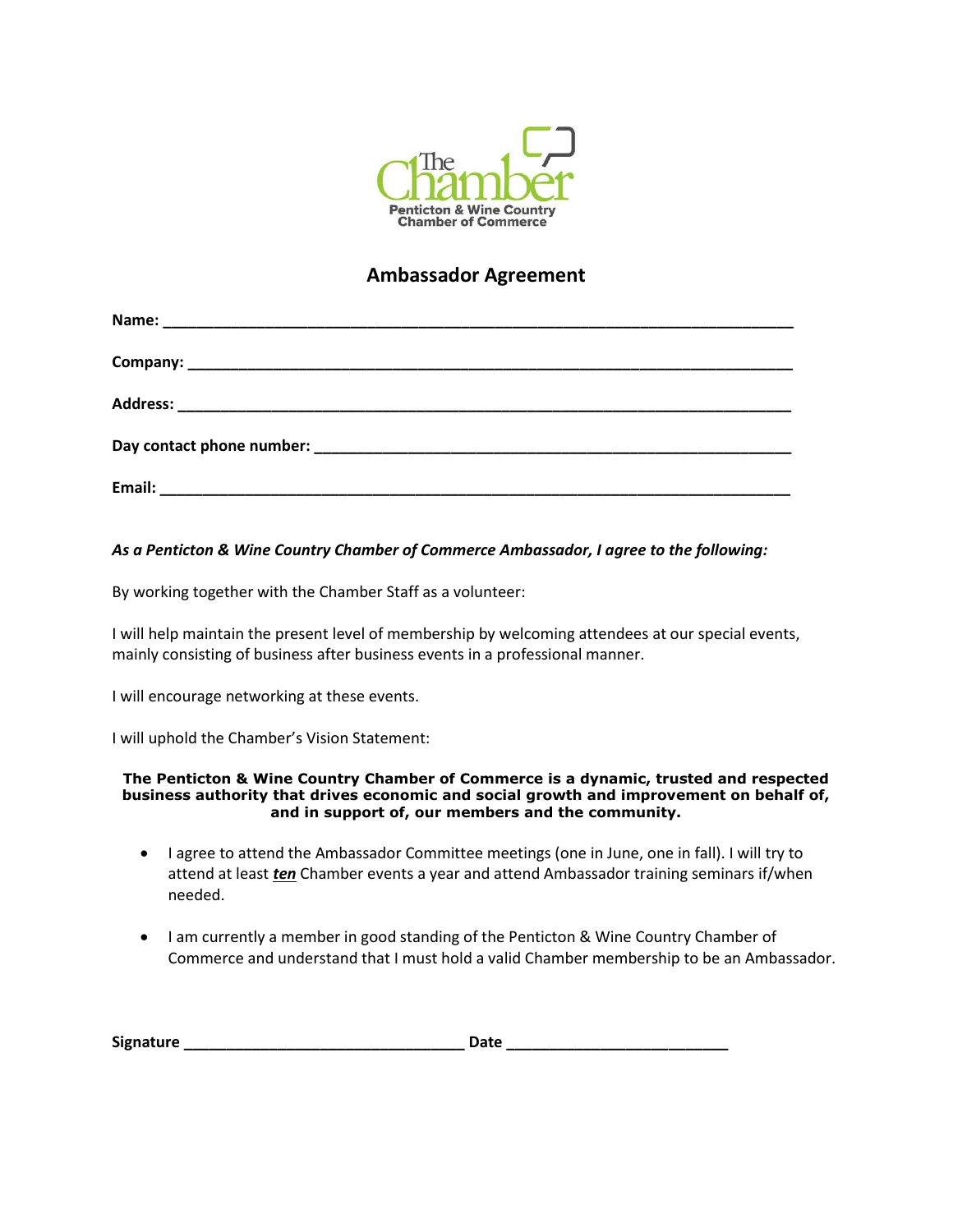The Chamber
Penticton & Wine Country
Chamber of Commerce

## Ambassador Agreement

**Name:** ___________________________________________________________________________

**Company:** ________________________________________________________________________

**Address:** _________________________________________________________________________

**Day contact phone number:** ___________________________________________________________

**Email:** ___________________________________________________________________________

***As a Penticton & Wine Country Chamber of Commerce Ambassador, I agree to the following:***

By working together with the Chamber Staff as a volunteer:

I will help maintain the present level of membership by welcoming attendees at our special events, mainly consisting of business after business events in a professional manner.

I will encourage networking at these events.

I will uphold the Chamber's Vision Statement:

**The Penticton & Wine Country Chamber of Commerce is a dynamic, trusted and respected business authority that drives economic and social growth and improvement on behalf of, and in support of, our members and the community.**

- I agree to attend the Ambassador Committee meetings (one in June, one in fall). I will try to attend at least ***ten*** Chamber events a year and attend Ambassador training seminars if/when needed.

- I am currently a member in good standing of the Penticton & Wine Country Chamber of Commerce and understand that I must hold a valid Chamber membership to be an Ambassador.

**Signature** _________________________________ **Date** __________________________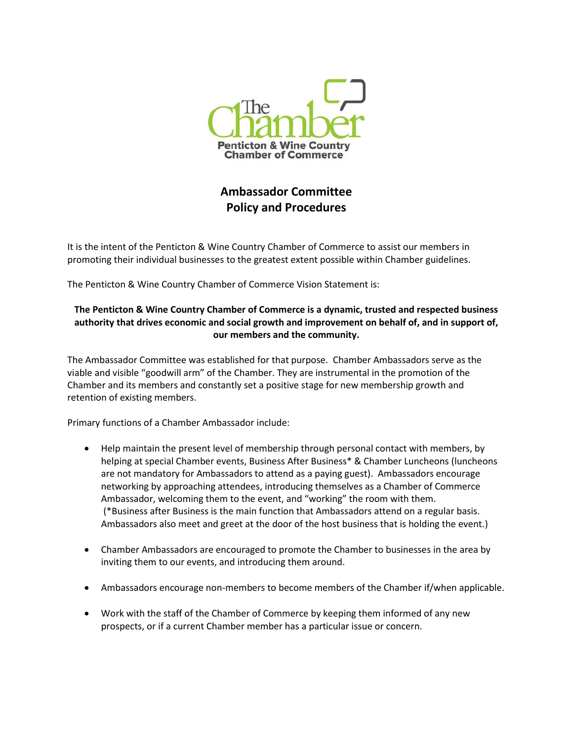# Ambassador Committee Policy and Procedures

It is the intent of the Penticton & Wine Country Chamber of Commerce to assist our members in promoting their individual businesses to the greatest extent possible within Chamber guidelines.

The Penticton & Wine Country Chamber of Commerce Vision Statement is:

**The Penticton & Wine Country Chamber of Commerce is a dynamic, trusted and respected business authority that drives economic and social growth and improvement on behalf of, and in support of, our members and the community.**

The Ambassador Committee was established for that purpose. Chamber Ambassadors serve as the viable and visible "goodwill arm" of the Chamber. They are instrumental in the promotion of the Chamber and its members and constantly set a positive stage for new membership growth and retention of existing members.

Primary functions of a Chamber Ambassador include:

- Help maintain the present level of membership through personal contact with members, by helping at special Chamber events, Business After Business* & Chamber Luncheons (luncheons are not mandatory for Ambassadors to attend as a paying guest). Ambassadors encourage networking by approaching attendees, introducing themselves as a Chamber of Commerce Ambassador, welcoming them to the event, and "working" the room with them. (*Business after Business is the main function that Ambassadors attend on a regular basis. Ambassadors also meet and greet at the door of the host business that is holding the event.)

- Chamber Ambassadors are encouraged to promote the Chamber to businesses in the area by inviting them to our events, and introducing them around.

- Ambassadors encourage non-members to become members of the Chamber if/when applicable.

- Work with the staff of the Chamber of Commerce by keeping them informed of any new prospects, or if a current Chamber member has a particular issue or concern.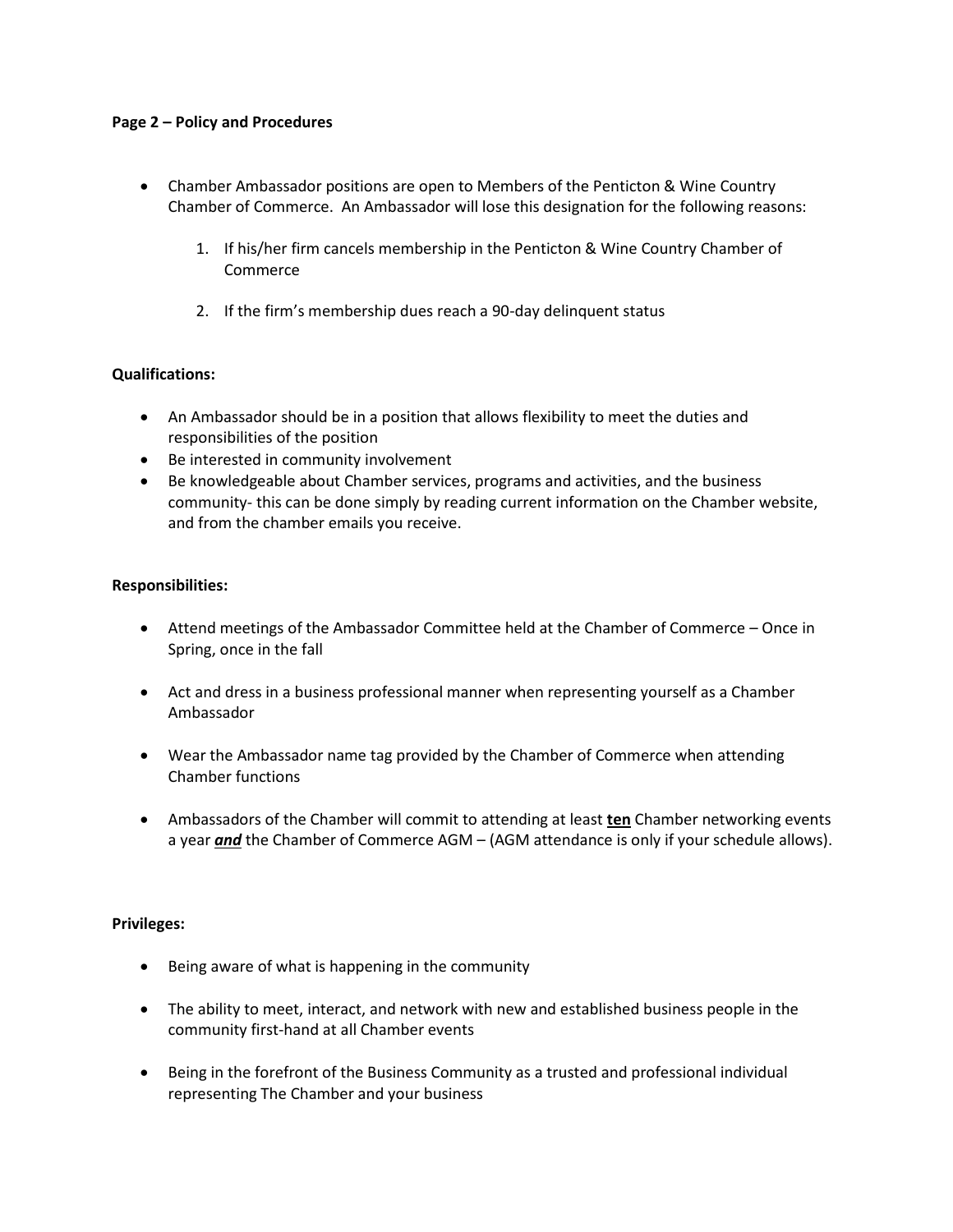**Page 2 – Policy and Procedures**

- Chamber Ambassador positions are open to Members of the Penticton & Wine Country Chamber of Commerce. An Ambassador will lose this designation for the following reasons:

    1. If his/her firm cancels membership in the Penticton & Wine Country Chamber of Commerce

    2. If the firm's membership dues reach a 90-day delinquent status

**Qualifications:**

- An Ambassador should be in a position that allows flexibility to meet the duties and responsibilities of the position
- Be interested in community involvement
- Be knowledgeable about Chamber services, programs and activities, and the business community- this can be done simply by reading current information on the Chamber website, and from the chamber emails you receive.

**Responsibilities:**

- Attend meetings of the Ambassador Committee held at the Chamber of Commerce – Once in Spring, once in the fall

- Act and dress in a business professional manner when representing yourself as a Chamber Ambassador

- Wear the Ambassador name tag provided by the Chamber of Commerce when attending Chamber functions

- Ambassadors of the Chamber will commit to attending at least **<u>ten</u>** Chamber networking events a year ***<u>and</u>*** the Chamber of Commerce AGM – (AGM attendance is only if your schedule allows).

**Privileges:**

- Being aware of what is happening in the community

- The ability to meet, interact, and network with new and established business people in the community first-hand at all Chamber events

- Being in the forefront of the Business Community as a trusted and professional individual representing The Chamber and your business